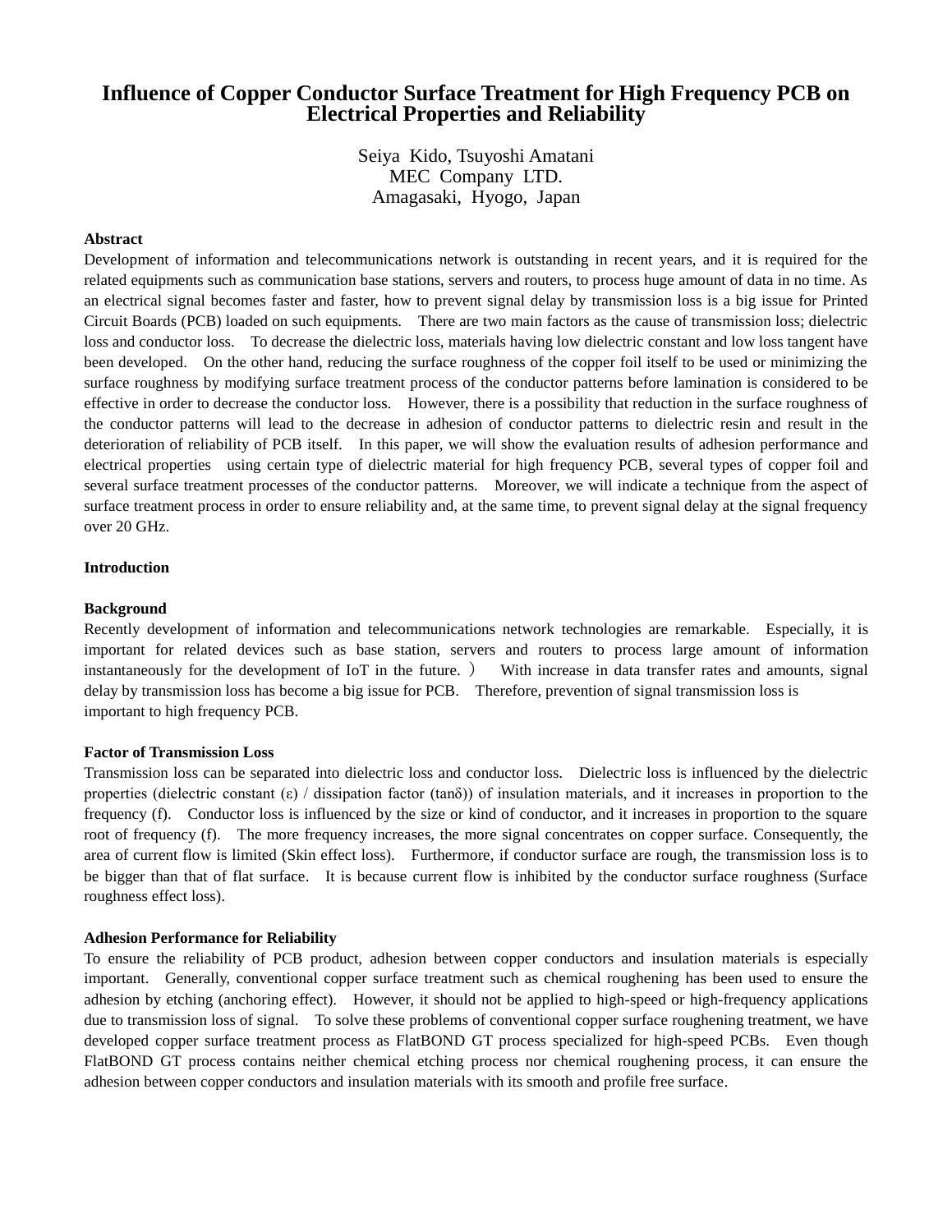# Influence of Copper Conductor Surface Treatment for High Frequency PCB on Electrical Properties and Reliability

Seiya Kido, Tsuyoshi Amatani
MEC Company LTD.
Amagasaki, Hyogo, Japan

**Abstract**

Development of information and telecommunications network is outstanding in recent years, and it is required for the related equipments such as communication base stations, servers and routers, to process huge amount of data in no time. As an electrical signal becomes faster and faster, how to prevent signal delay by transmission loss is a big issue for Printed Circuit Boards (PCB) loaded on such equipments. There are two main factors as the cause of transmission loss; dielectric loss and conductor loss. To decrease the dielectric loss, materials having low dielectric constant and low loss tangent have been developed. On the other hand, reducing the surface roughness of the copper foil itself to be used or minimizing the surface roughness by modifying surface treatment process of the conductor patterns before lamination is considered to be effective in order to decrease the conductor loss. However, there is a possibility that reduction in the surface roughness of the conductor patterns will lead to the decrease in adhesion of conductor patterns to dielectric resin and result in the deterioration of reliability of PCB itself. In this paper, we will show the evaluation results of adhesion performance and electrical properties using certain type of dielectric material for high frequency PCB, several types of copper foil and several surface treatment processes of the conductor patterns. Moreover, we will indicate a technique from the aspect of surface treatment process in order to ensure reliability and, at the same time, to prevent signal delay at the signal frequency over 20 GHz.

**Introduction**

**Background**

Recently development of information and telecommunications network technologies are remarkable. Especially, it is important for related devices such as base station, servers and routers to process large amount of information instantaneously for the development of IoT in the future. ) With increase in data transfer rates and amounts, signal delay by transmission loss has become a big issue for PCB. Therefore, prevention of signal transmission loss is important to high frequency PCB.

**Factor of Transmission Loss**

Transmission loss can be separated into dielectric loss and conductor loss. Dielectric loss is influenced by the dielectric properties (dielectric constant ($\varepsilon$) / dissipation factor ($\tan\delta$)) of insulation materials, and it increases in proportion to the frequency ($f$). Conductor loss is influenced by the size or kind of conductor, and it increases in proportion to the square root of frequency ($f$). The more frequency increases, the more signal concentrates on copper surface. Consequently, the area of current flow is limited (Skin effect loss). Furthermore, if conductor surface are rough, the transmission loss is to be bigger than that of flat surface. It is because current flow is inhibited by the conductor surface roughness (Surface roughness effect loss).

**Adhesion Performance for Reliability**

To ensure the reliability of PCB product, adhesion between copper conductors and insulation materials is especially important. Generally, conventional copper surface treatment such as chemical roughening has been used to ensure the adhesion by etching (anchoring effect). However, it should not be applied to high-speed or high-frequency applications due to transmission loss of signal. To solve these problems of conventional copper surface roughening treatment, we have developed copper surface treatment process as FlatBOND GT process specialized for high-speed PCBs. Even though FlatBOND GT process contains neither chemical etching process nor chemical roughening process, it can ensure the adhesion between copper conductors and insulation materials with its smooth and profile free surface.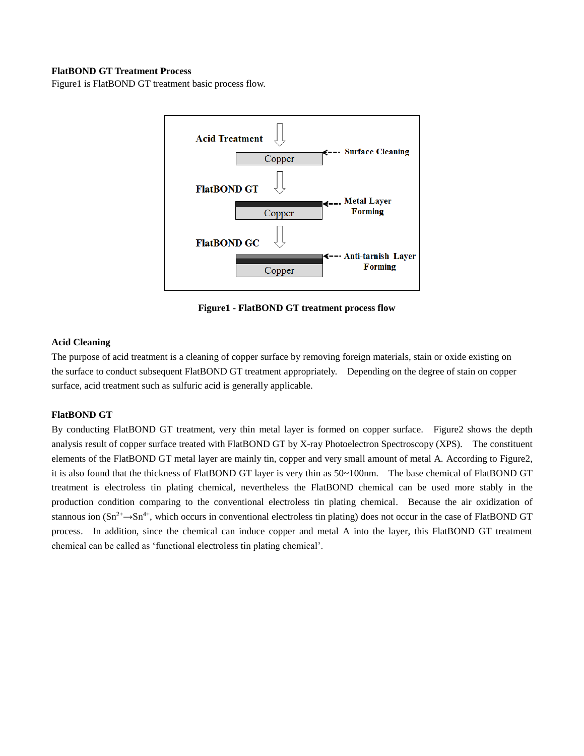**FlatBOND GT Treatment Process**

Figure1 is FlatBOND GT treatment basic process flow.

Acid Treatment

Copper ← Surface Cleaning

FlatBOND GT

Copper ← Metal Layer Forming

FlatBOND GC

Copper ← Anti-tarnish Layer Forming

**Figure1 - FlatBOND GT treatment process flow**

**Acid Cleaning**

The purpose of acid treatment is a cleaning of copper surface by removing foreign materials, stain or oxide existing on the surface to conduct subsequent FlatBOND GT treatment appropriately. Depending on the degree of stain on copper surface, acid treatment such as sulfuric acid is generally applicable.

**FlatBOND GT**

By conducting FlatBOND GT treatment, very thin metal layer is formed on copper surface. Figure2 shows the depth analysis result of copper surface treated with FlatBOND GT by X-ray Photoelectron Spectroscopy (XPS). The constituent elements of the FlatBOND GT metal layer are mainly tin, copper and very small amount of metal A. According to Figure2, it is also found that the thickness of FlatBOND GT layer is very thin as 50~100nm. The base chemical of FlatBOND GT treatment is electroless tin plating chemical, nevertheless the FlatBOND chemical can be used more stably in the production condition comparing to the conventional electroless tin plating chemical. Because the air oxidization of stannous ion ($Sn^{2+} \rightarrow Sn^{4+}$, which occurs in conventional electroless tin plating) does not occur in the case of FlatBOND GT process. In addition, since the chemical can induce copper and metal A into the layer, this FlatBOND GT treatment chemical can be called as 'functional electroless tin plating chemical'.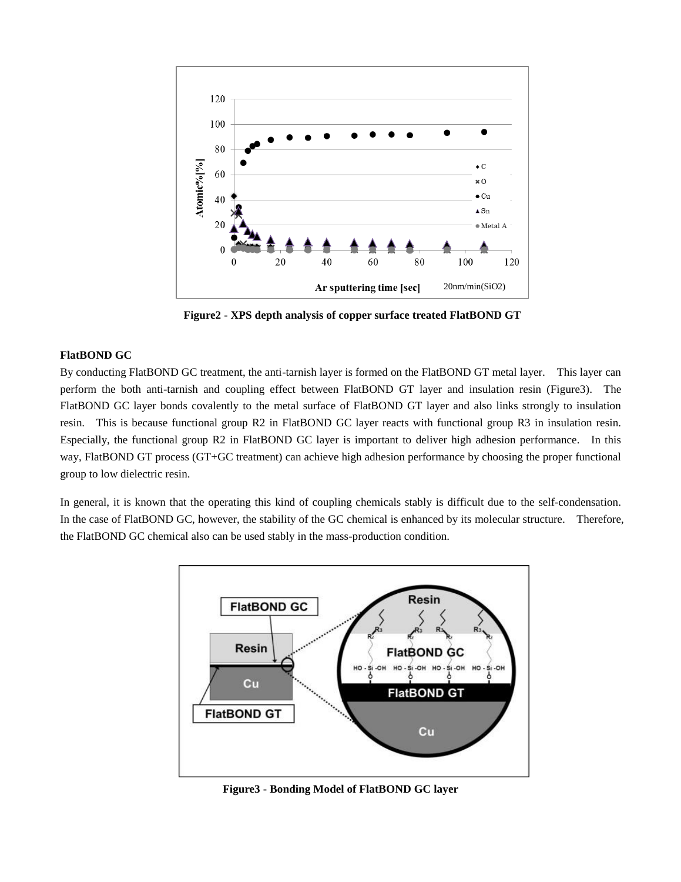Figure2 - XPS depth analysis of copper surface treated FlatBOND GT

**FlatBOND GC**

By conducting FlatBOND GC treatment, the anti-tarnish layer is formed on the FlatBOND GT metal layer. This layer can perform the both anti-tarnish and coupling effect between FlatBOND GT layer and insulation resin (Figure3). The FlatBOND GC layer bonds covalently to the metal surface of FlatBOND GT layer and also links strongly to insulation resin. This is because functional group R2 in FlatBOND GC layer reacts with functional group R3 in insulation resin. Especially, the functional group R2 in FlatBOND GC layer is important to deliver high adhesion performance. In this way, FlatBOND GT process (GT+GC treatment) can achieve high adhesion performance by choosing the proper functional group to low dielectric resin.

In general, it is known that the operating this kind of coupling chemicals stably is difficult due to the self-condensation. In the case of FlatBOND GC, however, the stability of the GC chemical is enhanced by its molecular structure. Therefore, the FlatBOND GC chemical also can be used stably in the mass-production condition.

Figure3 - Bonding Model of FlatBOND GC layer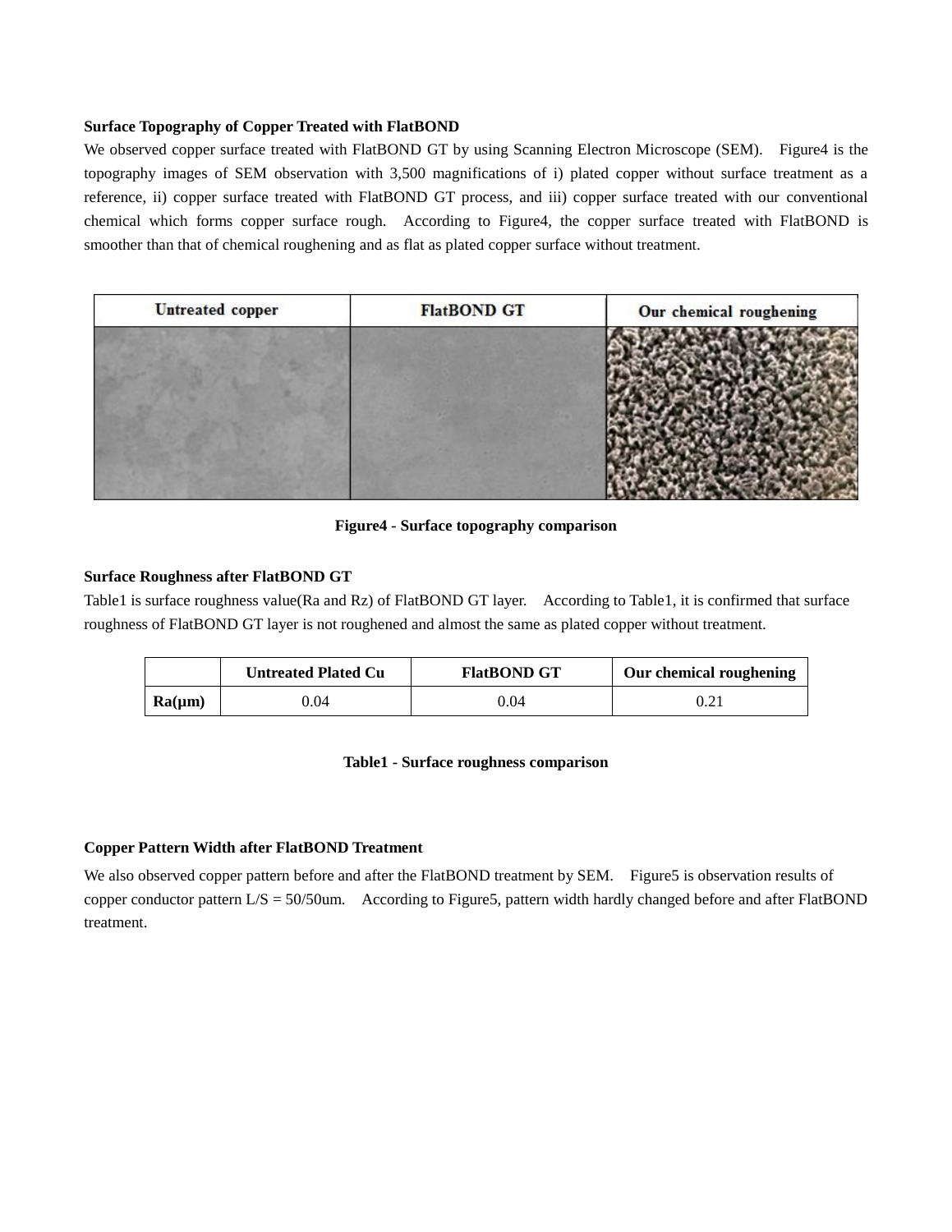**Surface Topography of Copper Treated with FlatBOND**

We observed copper surface treated with FlatBOND GT by using Scanning Electron Microscope (SEM). Figure4 is the topography images of SEM observation with 3,500 magnifications of i) plated copper without surface treatment as a reference, ii) copper surface treated with FlatBOND GT process, and iii) copper surface treated with our conventional chemical which forms copper surface rough. According to Figure4, the copper surface treated with FlatBOND is smoother than that of chemical roughening and as flat as plated copper surface without treatment.

| Untreated copper | FlatBOND GT | Our chemical roughening |
|---|---|---|

**Figure4 - Surface topography comparison**

**Surface Roughness after FlatBOND GT**

Table1 is surface roughness value(Ra and Rz) of FlatBOND GT layer. According to Table1, it is confirmed that surface roughness of FlatBOND GT layer is not roughened and almost the same as plated copper without treatment.

| | Untreated Plated Cu | FlatBOND GT | Our chemical roughening |
|---|---|---|---|
| Ra(μm) | 0.04 | 0.04 | 0.21 |

**Table1 - Surface roughness comparison**

**Copper Pattern Width after FlatBOND Treatment**

We also observed copper pattern before and after the FlatBOND treatment by SEM. Figure5 is observation results of copper conductor pattern L/S = 50/50um. According to Figure5, pattern width hardly changed before and after FlatBOND treatment.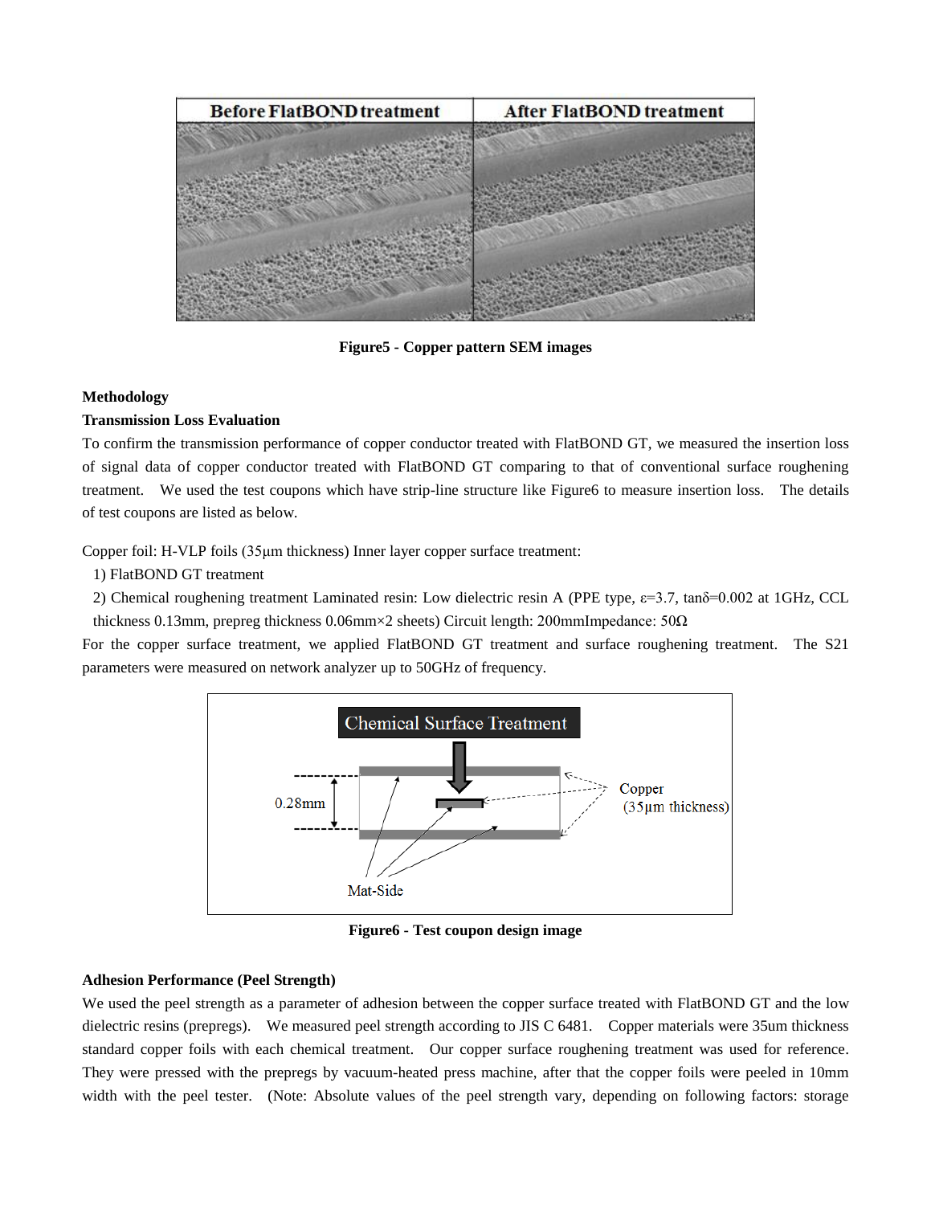Figure5 - Copper pattern SEM images

**Methodology**

**Transmission Loss Evaluation**

To confirm the transmission performance of copper conductor treated with FlatBOND GT, we measured the insertion loss of signal data of copper conductor treated with FlatBOND GT comparing to that of conventional surface roughening treatment. We used the test coupons which have strip-line structure like Figure6 to measure insertion loss. The details of test coupons are listed as below.

Copper foil: H-VLP foils (35µm thickness) Inner layer copper surface treatment:

1) FlatBOND GT treatment
2) Chemical roughening treatment Laminated resin: Low dielectric resin A (PPE type, ε=3.7, tanδ=0.002 at 1GHz, CCL thickness 0.13mm, prepreg thickness 0.06mm×2 sheets) Circuit length: 200mmImpedance: 50Ω

For the copper surface treatment, we applied FlatBOND GT treatment and surface roughening treatment. The S21 parameters were measured on network analyzer up to 50GHz of frequency.

Figure6 - Test coupon design image

**Adhesion Performance (Peel Strength)**

We used the peel strength as a parameter of adhesion between the copper surface treated with FlatBOND GT and the low dielectric resins (prepregs). We measured peel strength according to JIS C 6481. Copper materials were 35um thickness standard copper foils with each chemical treatment. Our copper surface roughening treatment was used for reference. They were pressed with the prepregs by vacuum-heated press machine, after that the copper foils were peeled in 10mm width with the peel tester. (Note: Absolute values of the peel strength vary, depending on following factors: storage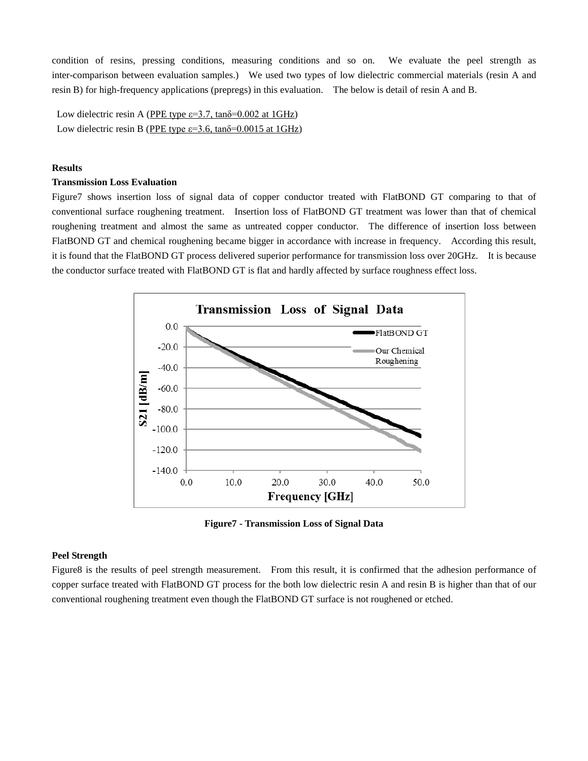condition of resins, pressing conditions, measuring conditions and so on. We evaluate the peel strength as inter-comparison between evaluation samples.) We used two types of low dielectric commercial materials (resin A and resin B) for high-frequency applications (prepregs) in this evaluation. The below is detail of resin A and B.

Low dielectric resin A (PPE type ε=3.7, tanδ=0.002 at 1GHz)
Low dielectric resin B (PPE type ε=3.6, tanδ=0.0015 at 1GHz)

**Results**

**Transmission Loss Evaluation**

Figure7 shows insertion loss of signal data of copper conductor treated with FlatBOND GT comparing to that of conventional surface roughening treatment. Insertion loss of FlatBOND GT treatment was lower than that of chemical roughening treatment and almost the same as untreated copper conductor. The difference of insertion loss between FlatBOND GT and chemical roughening became bigger in accordance with increase in frequency. According this result, it is found that the FlatBOND GT process delivered superior performance for transmission loss over 20GHz. It is because the conductor surface treated with FlatBOND GT is flat and hardly affected by surface roughness effect loss.

**Figure7 - Transmission Loss of Signal Data**

**Peel Strength**

Figure8 is the results of peel strength measurement. From this result, it is confirmed that the adhesion performance of copper surface treated with FlatBOND GT process for the both low dielectric resin A and resin B is higher than that of our conventional roughening treatment even though the FlatBOND GT surface is not roughened or etched.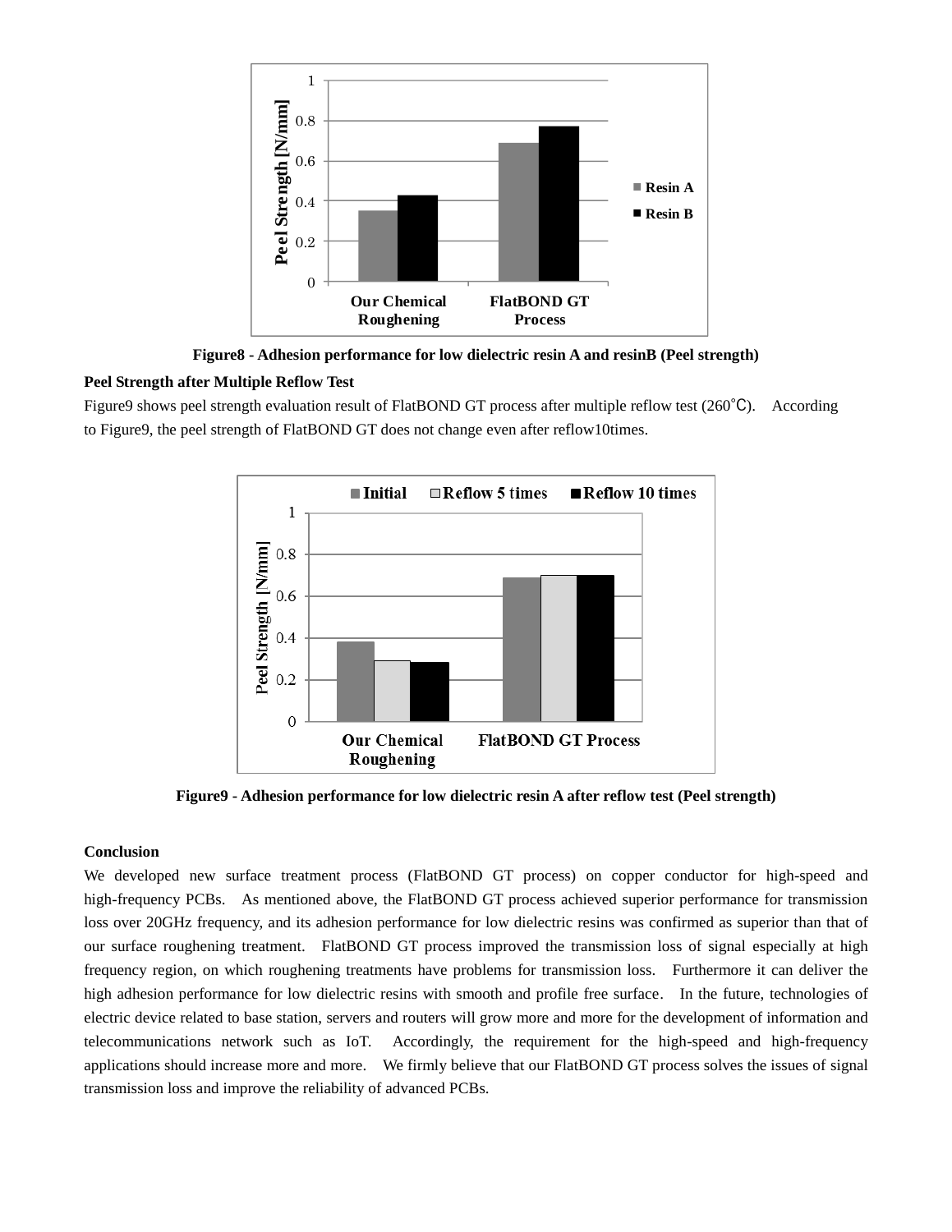Peel Strength [N/mm]

1

0.8

0.6

0.4

0.2

0

Our Chemical Roughening

FlatBOND GT Process

Resin A

Resin B

**Figure8 - Adhesion performance for low dielectric resin A and resinB (Peel strength)**

**Peel Strength after Multiple Reflow Test**

Figure9 shows peel strength evaluation result of FlatBOND GT process after multiple reflow test (260℃). According to Figure9, the peel strength of FlatBOND GT does not change even after reflow10times.

Initial

Reflow 5 times

Reflow 10 times

Peel Strength [N/mm]

1

0.8

0.6

0.4

0.2

0

Our Chemical Roughening

FlatBOND GT Process

**Figure9 - Adhesion performance for low dielectric resin A after reflow test (Peel strength)**

**Conclusion**

We developed new surface treatment process (FlatBOND GT process) on copper conductor for high-speed and high-frequency PCBs. As mentioned above, the FlatBOND GT process achieved superior performance for transmission loss over 20GHz frequency, and its adhesion performance for low dielectric resins was confirmed as superior than that of our surface roughening treatment. FlatBOND GT process improved the transmission loss of signal especially at high frequency region, on which roughening treatments have problems for transmission loss. Furthermore it can deliver the high adhesion performance for low dielectric resins with smooth and profile free surface. In the future, technologies of electric device related to base station, servers and routers will grow more and more for the development of information and telecommunications network such as IoT. Accordingly, the requirement for the high-speed and high-frequency applications should increase more and more. We firmly believe that our FlatBOND GT process solves the issues of signal transmission loss and improve the reliability of advanced PCBs.